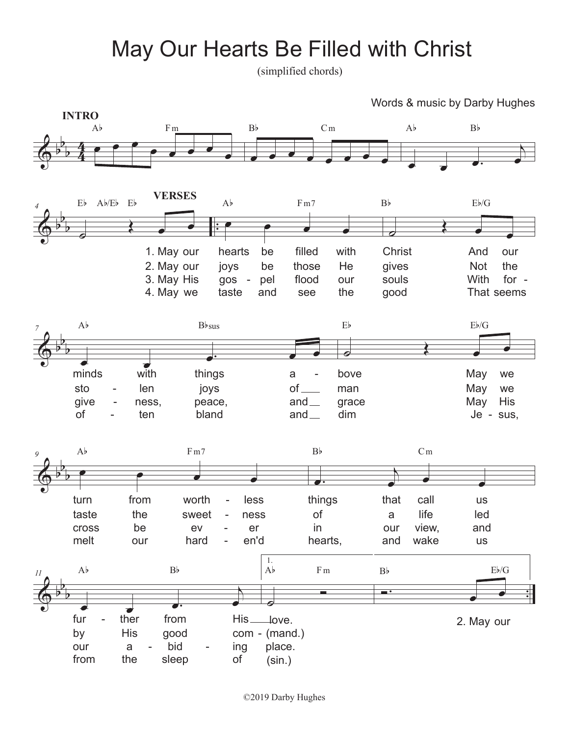# May Our Hearts Be Filled with Christ

(simplified chords)

Words & music by Darby Hughes

**INTRO**

Ab Fm | Bb Cm | Ab Bb | Eb Ab/Eb Eb

**VERSES**

| Ab | Fm7 | Bb | Eb/G |
|---|---|---|---|
| 1. May our hearts be | filled with | Christ | And our |
| 2. May our joys be | those He | gives | Not the |
| 3. May His gos - pel | flood our | souls | With for - |
| 4. May we taste and | see the | good | That seems |

| Ab | Bbsus | Eb | Eb/G |
|---|---|---|---|
| minds with | things a - | bove | May we |
| sto - len | joys of ___ | man | May we |
| give - ness, | peace, and __ | grace | May His |
| of - ten | bland and __ | dim | Je - sus, |

| Ab | Fm7 | Bb | Cm |
|---|---|---|---|
| turn from | worth - less | things that | call us |
| taste the | sweet - ness | of a | life led |
| cross be | ev - er | in our | view, and |
| melt our | hard - en'd | hearts, and | wake us |

| Ab | Bb | 1. Ab Fm | Bb Eb/G |
|---|---|---|---|
| fur - ther | from His | ___ love. | 2. May our |
| by His | good com - | (mand.) | |
| our a - | bid - ing | place. | |
| from the | sleep of | (sin.) | |

©2019 Darby Hughes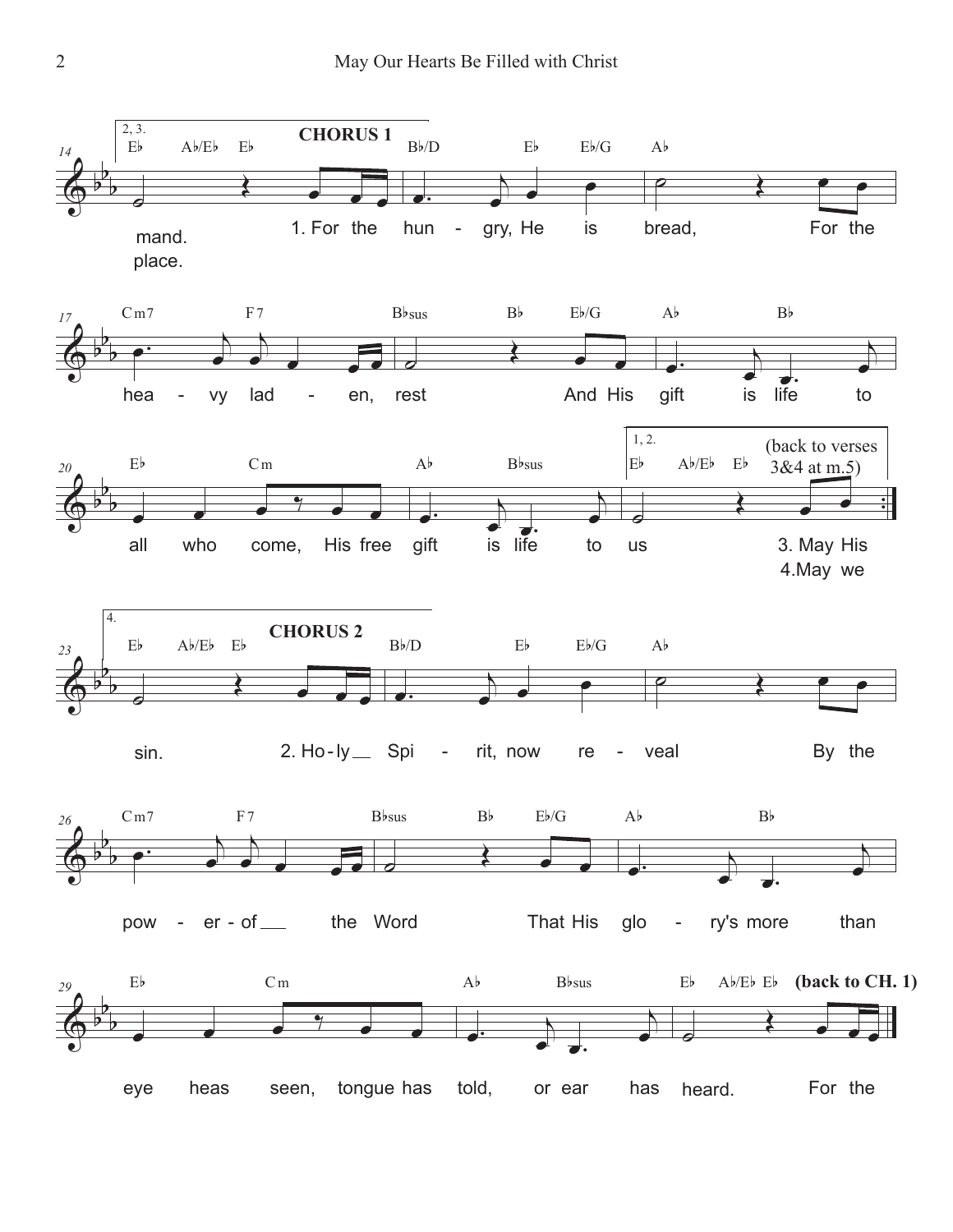2, 3.

Eb Ab/Eb Eb

**CHORUS 1**

Bb/D Eb Eb/G Ab

mand.
place.

1. For the hun - gry, He is bread, For the

Cm7 F7 Bbsus Bb Eb/G Ab Bb

hea - vy lad - en, rest And His gift is life to

Eb Cm Ab Bbsus

all who come, His free gift is life to

1, 2.

Eb Ab/Eb Eb

(back to verses 3&4 at m.5)

us 3. May His
4.May we

4.

Eb Ab/Eb Eb

**CHORUS 2**

Bb/D Eb Eb/G Ab

sin. 2. Ho-ly Spi - rit, now re - veal By the

Cm7 F7 Bbsus Bb Eb/G Ab Bb

pow - er - of the Word That His glo - ry's more than

Eb Cm Ab Bbsus Eb Ab/Eb Eb

**(back to CH. 1)**

eye heas seen, tongue has told, or ear has heard. For the